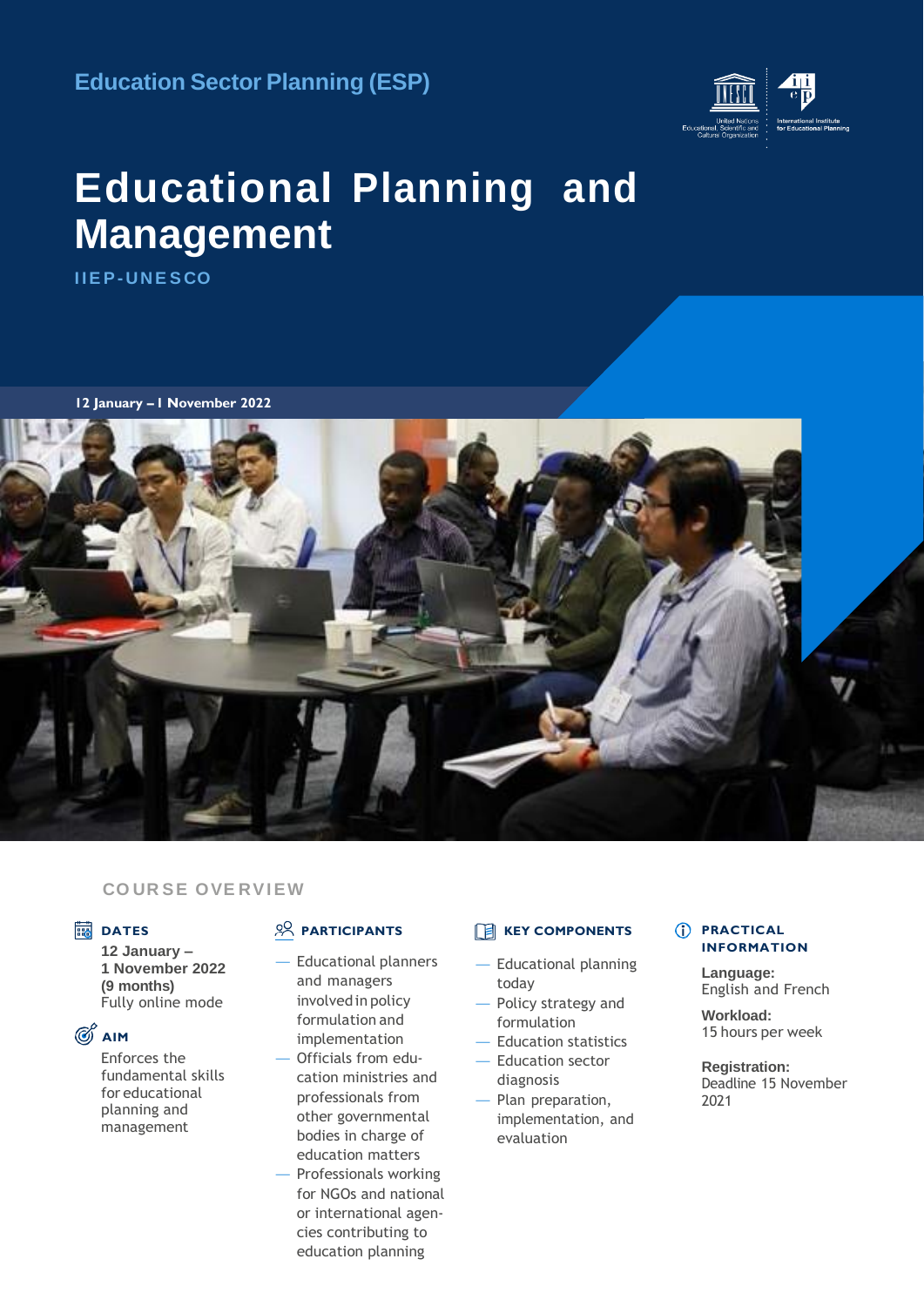Education Sector Planning (ESP)

# Educational Planning and Management

IIEP-UNESCO

12 January – 1 November 2022

## COURSE OVERVIEW

### DATES

**12 January – 1 November 2022 (9 months)**
Fully online mode

### AIM

Enforces the fundamental skills for educational planning and management

### PARTICIPANTS

- Educational planners and managers involved in policy formulation and implementation
- Officials from education ministries and professionals from other governmental bodies in charge of education matters
- Professionals working for NGOs and national or international agencies contributing to education planning

### KEY COMPONENTS

- Educational planning today
- Policy strategy and formulation
- Education statistics
- Education sector diagnosis
- Plan preparation, implementation, and evaluation

### PRACTICAL INFORMATION

**Language:**
English and French

**Workload:**
15 hours per week

**Registration:**
Deadline 15 November 2021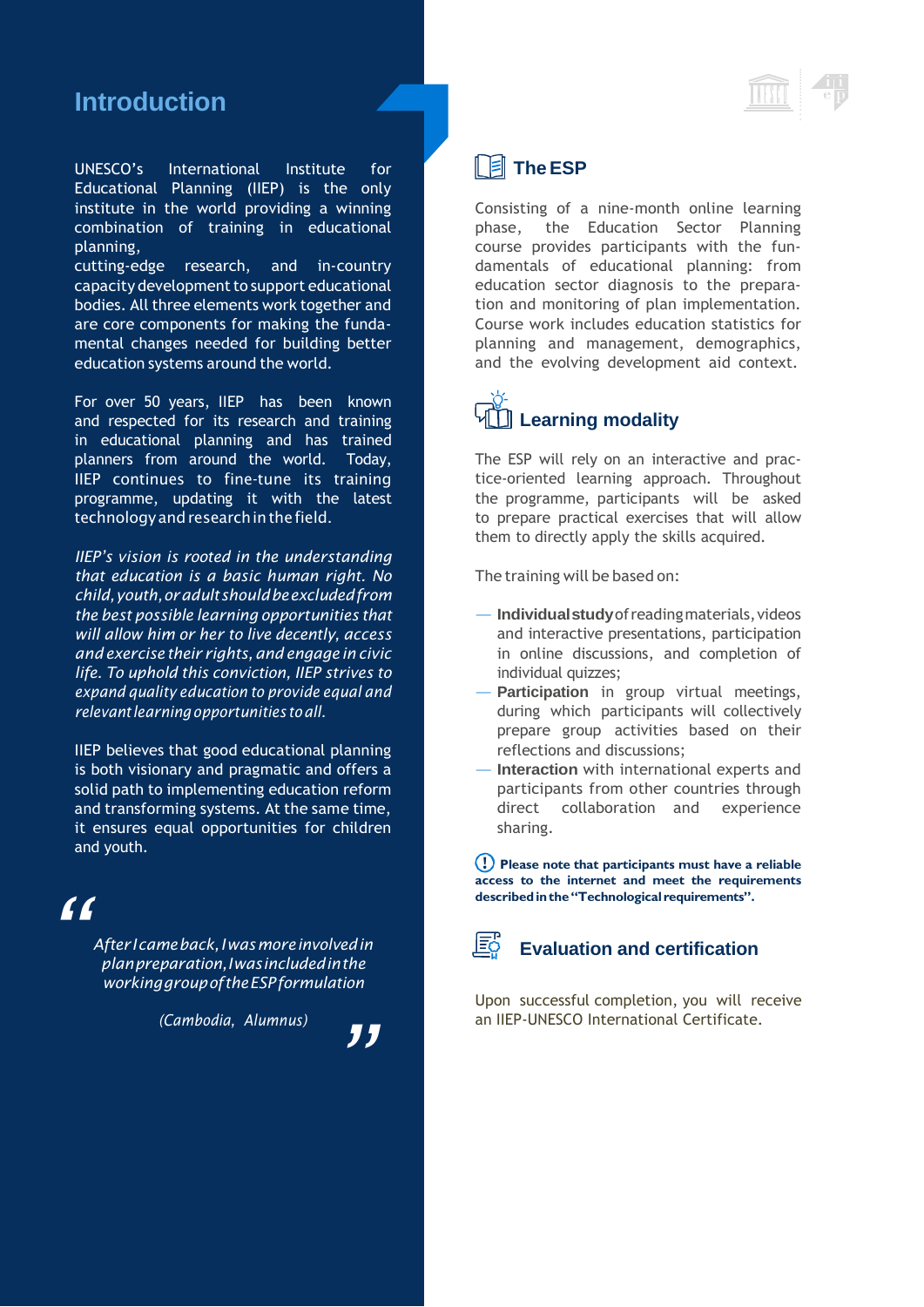## Introduction

UNESCO's International Institute for Educational Planning (IIEP) is the only institute in the world providing a winning combination of training in educational planning,
cutting-edge research, and in-country capacity development to support educational bodies. All three elements work together and are core components for making the fundamental changes needed for building better education systems around the world.

For over 50 years, IIEP has been known and respected for its research and training in educational planning and has trained planners from around the world. Today, IIEP continues to fine-tune its training programme, updating it with the latest technology and research in the field.

*IIEP's vision is rooted in the understanding that education is a basic human right. No child, youth, or adult should be excluded from the best possible learning opportunities that will allow him or her to live decently, access and exercise their rights, and engage in civic life. To uphold this conviction, IIEP strives to expand quality education to provide equal and relevant learning opportunities to all.*

IIEP believes that good educational planning is both visionary and pragmatic and offers a solid path to implementing education reform and transforming systems. At the same time, it ensures equal opportunities for children and youth.

> *After I came back, I was more involved in plan preparation, I was included in the working group of the ESP formulation*
>
> *(Cambodia, Alumnus)*

## The ESP

Consisting of a nine-month online learning phase, the Education Sector Planning course provides participants with the fundamentals of educational planning: from education sector diagnosis to the preparation and monitoring of plan implementation. Course work includes education statistics for planning and management, demographics, and the evolving development aid context.

## Learning modality

The ESP will rely on an interactive and practice-oriented learning approach. Throughout the programme, participants will be asked to prepare practical exercises that will allow them to directly apply the skills acquired.

The training will be based on:

- **Individual study** of reading materials, videos and interactive presentations, participation in online discussions, and completion of individual quizzes;
- **Participation** in group virtual meetings, during which participants will collectively prepare group activities based on their reflections and discussions;
- **Interaction** with international experts and participants from other countries through direct collaboration and experience sharing.

**Please note that participants must have a reliable access to the internet and meet the requirements described in the "Technological requirements".**

## Evaluation and certification

Upon successful completion, you will receive an IIEP-UNESCO International Certificate.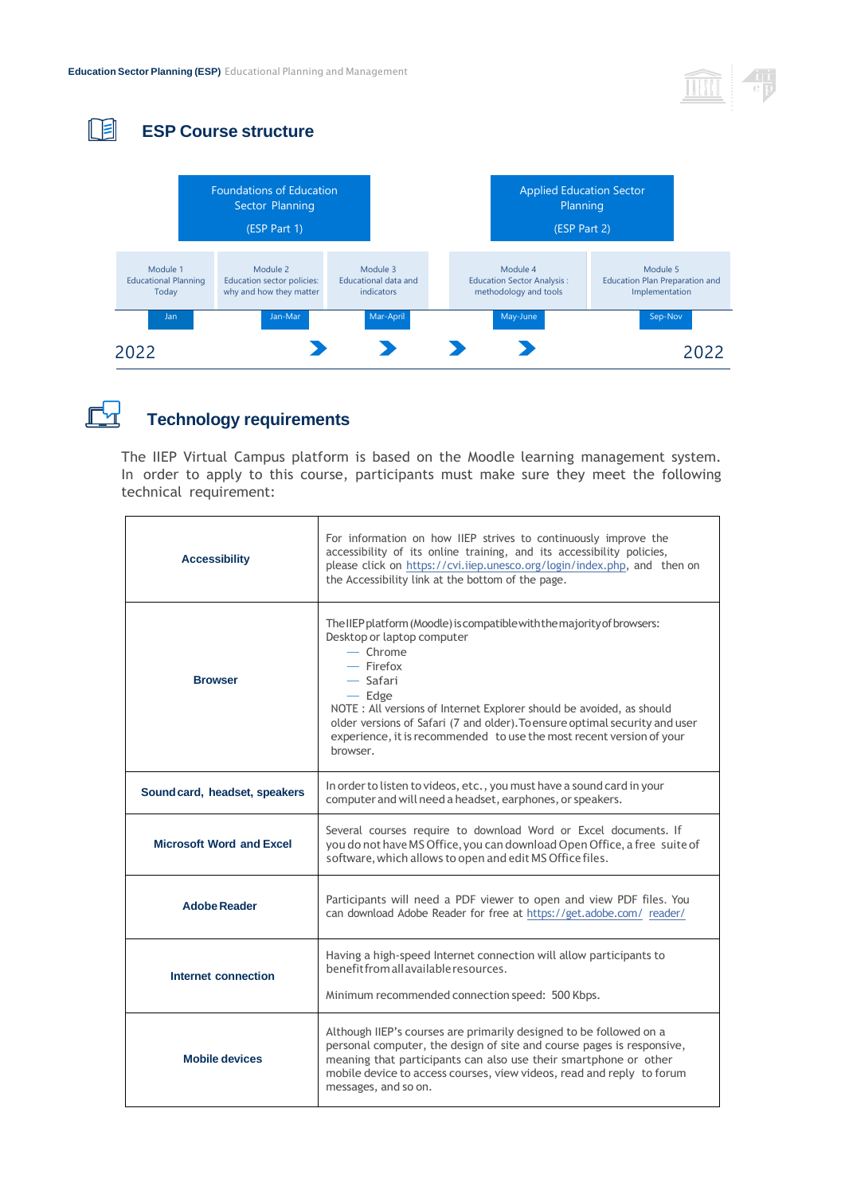## ESP Course structure

Foundations of Education Sector Planning (ESP Part 1)

Applied Education Sector Planning (ESP Part 2)

Module 1
Educational Planning Today
Jan

Module 2
Education sector policies: why and how they matter
Jan-Mar

Module 3
Educational data and indicators
Mar-April

Module 4
Education Sector Analysis : methodology and tools
May-June

Module 5
Education Plan Preparation and Implementation
Sep-Nov

2022

2022

## Technology requirements

The IIEP Virtual Campus platform is based on the Moodle learning management system. In order to apply to this course, participants must make sure they meet the following technical requirement:

| | |
|---|---|
| **Accessibility** | For information on how IIEP strives to continuously improve the accessibility of its online training, and its accessibility policies, please click on https://cvi.iiep.unesco.org/login/index.php, and then on the Accessibility link at the bottom of the page. |
| **Browser** | The IIEP platform (Moodle) is compatible with the majority of browsers:<br>Desktop or laptop computer<br>— Chrome<br>— Firefox<br>— Safari<br>— Edge<br>NOTE : All versions of Internet Explorer should be avoided, as should older versions of Safari (7 and older). To ensure optimal security and user experience, it is recommended to use the most recent version of your browser. |
| **Sound card, headset, speakers** | In order to listen to videos, etc., you must have a sound card in your computer and will need a headset, earphones, or speakers. |
| **Microsoft Word and Excel** | Several courses require to download Word or Excel documents. If you do not have MS Office, you can download Open Office, a free suite of software, which allows to open and edit MS Office files. |
| **Adobe Reader** | Participants will need a PDF viewer to open and view PDF files. You can download Adobe Reader for free at https://get.adobe.com/ reader/ |
| **Internet connection** | Having a high-speed Internet connection will allow participants to benefit from all available resources.<br><br>Minimum recommended connection speed: 500 Kbps. |
| **Mobile devices** | Although IIEP's courses are primarily designed to be followed on a personal computer, the design of site and course pages is responsive, meaning that participants can also use their smartphone or other mobile device to access courses, view videos, read and reply to forum messages, and so on. |